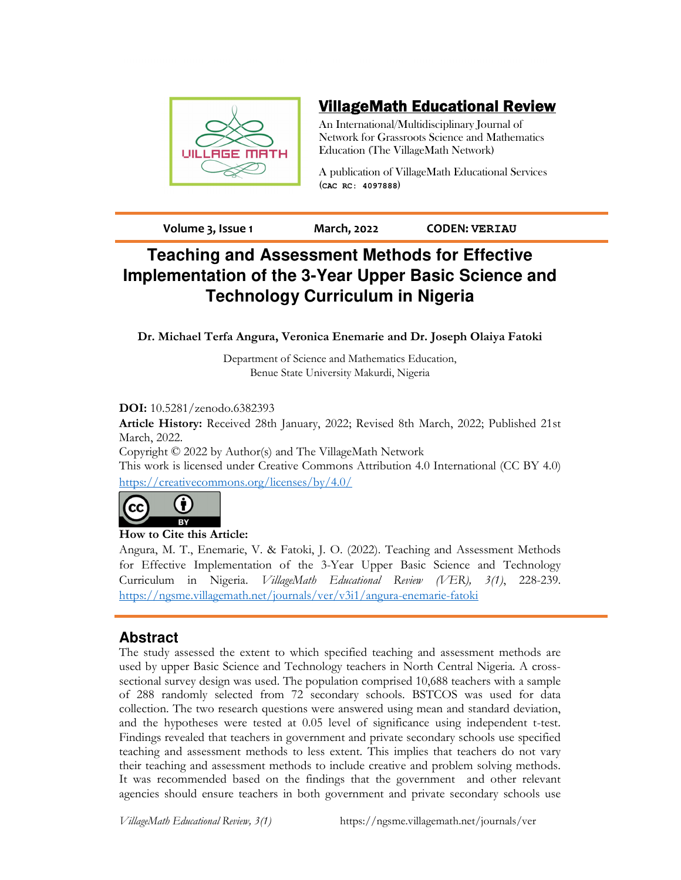# VillageMath Educational Review

An International/Multidisciplinary Journal of Network for Grassroots Science and Mathematics Education (The VillageMath Network)

A publication of VillageMath Educational Services (CAC RC: 4097888)

**Volume 3, Issue 1** | **March, 2022** | **CODEN: VERIAU**

# Teaching and Assessment Methods for Effective Implementation of the 3-Year Upper Basic Science and Technology Curriculum in Nigeria

**Dr. Michael Terfa Angura, Veronica Enemarie and Dr. Joseph Olaiya Fatoki**

Department of Science and Mathematics Education,
Benue State University Makurdi, Nigeria

**DOI:** 10.5281/zenodo.6382393

**Article History:** Received 28th January, 2022; Revised 8th March, 2022; Published 21st March, 2022.

Copyright © 2022 by Author(s) and The VillageMath Network

This work is licensed under Creative Commons Attribution 4.0 International (CC BY 4.0)
https://creativecommons.org/licenses/by/4.0/

**How to Cite this Article:**

Angura, M. T., Enemarie, V. & Fatoki, J. O. (2022). Teaching and Assessment Methods for Effective Implementation of the 3-Year Upper Basic Science and Technology Curriculum in Nigeria. *VillageMath Educational Review (VER), 3(1)*, 228-239. https://ngsme.villagemath.net/journals/ver/v3i1/angura-enemarie-fatoki

## Abstract

The study assessed the extent to which specified teaching and assessment methods are used by upper Basic Science and Technology teachers in North Central Nigeria. A cross-sectional survey design was used. The population comprised 10,688 teachers with a sample of 288 randomly selected from 72 secondary schools. BSTCOS was used for data collection. The two research questions were answered using mean and standard deviation, and the hypotheses were tested at 0.05 level of significance using independent t-test. Findings revealed that teachers in government and private secondary schools use specified teaching and assessment methods to less extent. This implies that teachers do not vary their teaching and assessment methods to include creative and problem solving methods. It was recommended based on the findings that the government and other relevant agencies should ensure teachers in both government and private secondary schools use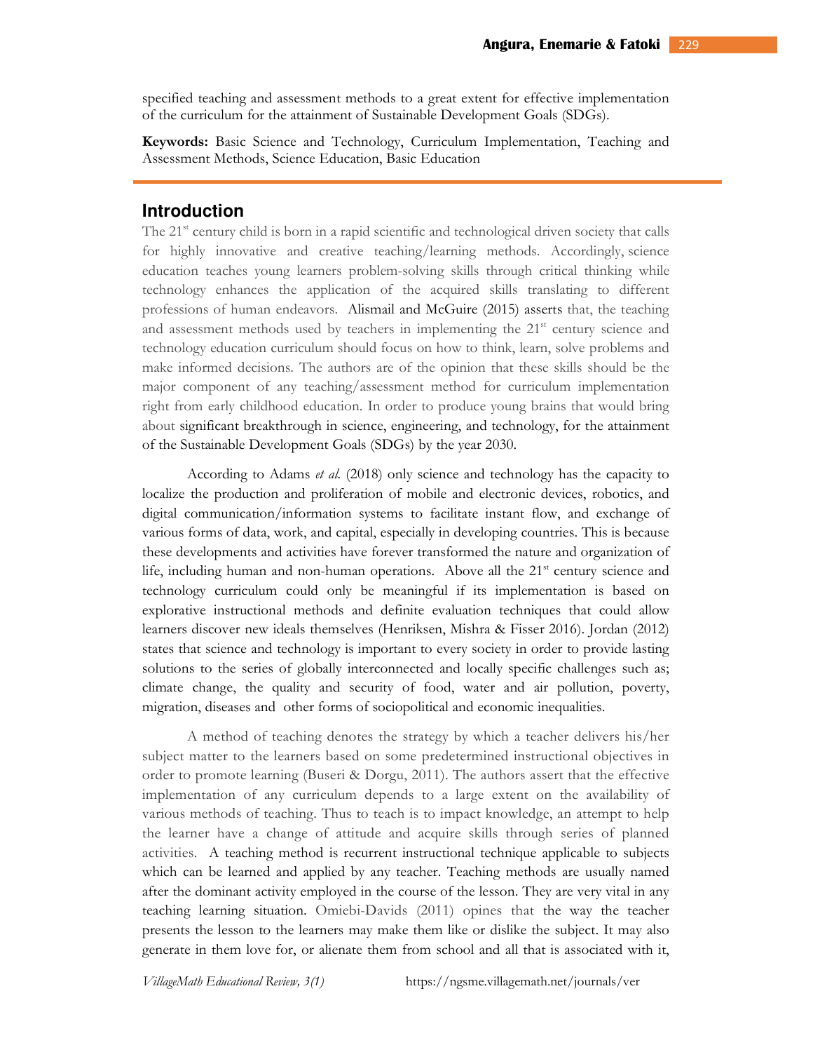specified teaching and assessment methods to a great extent for effective implementation of the curriculum for the attainment of Sustainable Development Goals (SDGs).

**Keywords:** Basic Science and Technology, Curriculum Implementation, Teaching and Assessment Methods, Science Education, Basic Education

## Introduction

The 21st century child is born in a rapid scientific and technological driven society that calls for highly innovative and creative teaching/learning methods. Accordingly, science education teaches young learners problem-solving skills through critical thinking while technology enhances the application of the acquired skills translating to different professions of human endeavors. Alismail and McGuire (2015) asserts that, the teaching and assessment methods used by teachers in implementing the 21st century science and technology education curriculum should focus on how to think, learn, solve problems and make informed decisions. The authors are of the opinion that these skills should be the major component of any teaching/assessment method for curriculum implementation right from early childhood education. In order to produce young brains that would bring about significant breakthrough in science, engineering, and technology, for the attainment of the Sustainable Development Goals (SDGs) by the year 2030.

According to Adams *et al.* (2018) only science and technology has the capacity to localize the production and proliferation of mobile and electronic devices, robotics, and digital communication/information systems to facilitate instant flow, and exchange of various forms of data, work, and capital, especially in developing countries. This is because these developments and activities have forever transformed the nature and organization of life, including human and non-human operations. Above all the 21st century science and technology curriculum could only be meaningful if its implementation is based on explorative instructional methods and definite evaluation techniques that could allow learners discover new ideals themselves (Henriksen, Mishra & Fisser 2016). Jordan (2012) states that science and technology is important to every society in order to provide lasting solutions to the series of globally interconnected and locally specific challenges such as; climate change, the quality and security of food, water and air pollution, poverty, migration, diseases and other forms of sociopolitical and economic inequalities.

A method of teaching denotes the strategy by which a teacher delivers his/her subject matter to the learners based on some predetermined instructional objectives in order to promote learning (Buseri & Dorgu, 2011). The authors assert that the effective implementation of any curriculum depends to a large extent on the availability of various methods of teaching. Thus to teach is to impact knowledge, an attempt to help the learner have a change of attitude and acquire skills through series of planned activities. A teaching method is recurrent instructional technique applicable to subjects which can be learned and applied by any teacher. Teaching methods are usually named after the dominant activity employed in the course of the lesson. They are very vital in any teaching learning situation. Omiebi-Davids (2011) opines that the way the teacher presents the lesson to the learners may make them like or dislike the subject. It may also generate in them love for, or alienate them from school and all that is associated with it,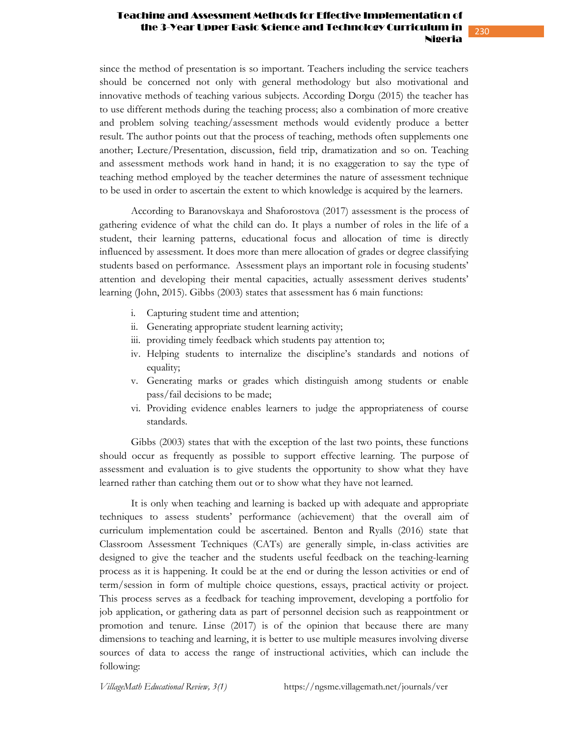since the method of presentation is so important. Teachers including the service teachers should be concerned not only with general methodology but also motivational and innovative methods of teaching various subjects. According Dorgu (2015) the teacher has to use different methods during the teaching process; also a combination of more creative and problem solving teaching/assessment methods would evidently produce a better result. The author points out that the process of teaching, methods often supplements one another; Lecture/Presentation, discussion, field trip, dramatization and so on. Teaching and assessment methods work hand in hand; it is no exaggeration to say the type of teaching method employed by the teacher determines the nature of assessment technique to be used in order to ascertain the extent to which knowledge is acquired by the learners.

According to Baranovskaya and Shaforostova (2017) assessment is the process of gathering evidence of what the child can do. It plays a number of roles in the life of a student, their learning patterns, educational focus and allocation of time is directly influenced by assessment. It does more than mere allocation of grades or degree classifying students based on performance. Assessment plays an important role in focusing students' attention and developing their mental capacities, actually assessment derives students' learning (John, 2015). Gibbs (2003) states that assessment has 6 main functions:

i. Capturing student time and attention;
ii. Generating appropriate student learning activity;
iii. providing timely feedback which students pay attention to;
iv. Helping students to internalize the discipline's standards and notions of equality;
v. Generating marks or grades which distinguish among students or enable pass/fail decisions to be made;
vi. Providing evidence enables learners to judge the appropriateness of course standards.

Gibbs (2003) states that with the exception of the last two points, these functions should occur as frequently as possible to support effective learning. The purpose of assessment and evaluation is to give students the opportunity to show what they have learned rather than catching them out or to show what they have not learned.

It is only when teaching and learning is backed up with adequate and appropriate techniques to assess students' performance (achievement) that the overall aim of curriculum implementation could be ascertained. Benton and Ryalls (2016) state that Classroom Assessment Techniques (CATs) are generally simple, in-class activities are designed to give the teacher and the students useful feedback on the teaching-learning process as it is happening. It could be at the end or during the lesson activities or end of term/session in form of multiple choice questions, essays, practical activity or project. This process serves as a feedback for teaching improvement, developing a portfolio for job application, or gathering data as part of personnel decision such as reappointment or promotion and tenure. Linse (2017) is of the opinion that because there are many dimensions to teaching and learning, it is better to use multiple measures involving diverse sources of data to access the range of instructional activities, which can include the following: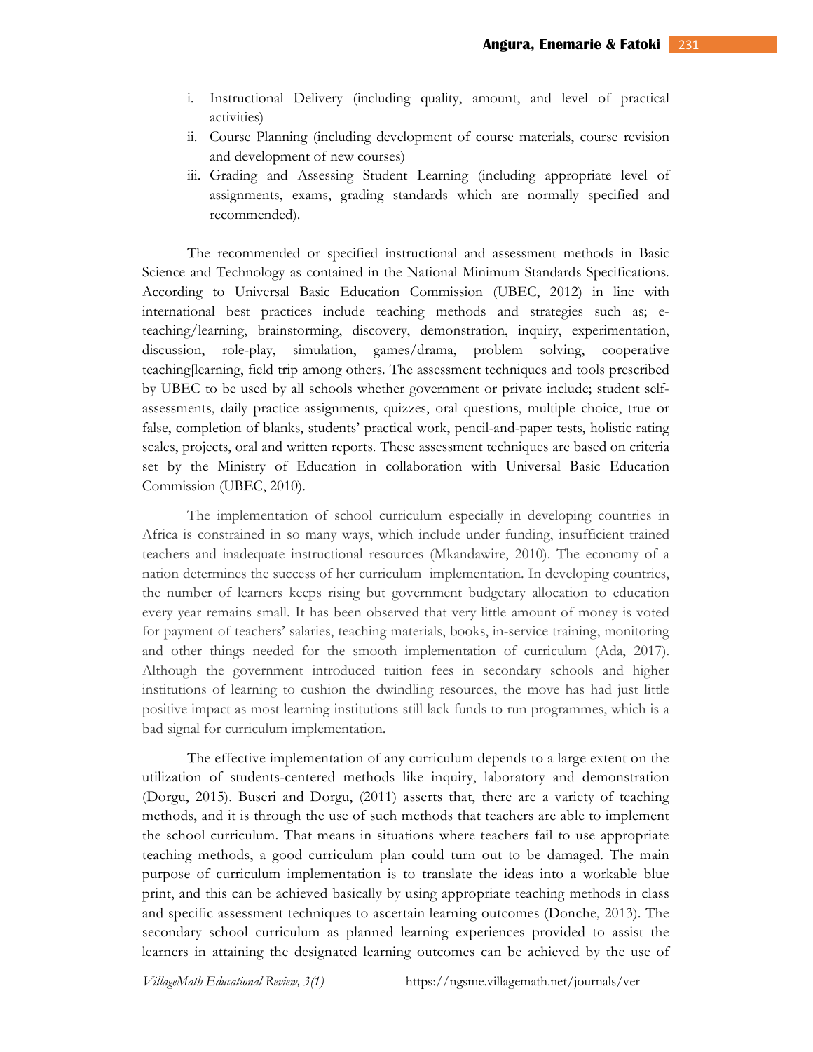i. Instructional Delivery (including quality, amount, and level of practical activities)
ii. Course Planning (including development of course materials, course revision and development of new courses)
iii. Grading and Assessing Student Learning (including appropriate level of assignments, exams, grading standards which are normally specified and recommended).

The recommended or specified instructional and assessment methods in Basic Science and Technology as contained in the National Minimum Standards Specifications. According to Universal Basic Education Commission (UBEC, 2012) in line with international best practices include teaching methods and strategies such as; e-teaching/learning, brainstorming, discovery, demonstration, inquiry, experimentation, discussion, role-play, simulation, games/drama, problem solving, cooperative teaching[learning, field trip among others. The assessment techniques and tools prescribed by UBEC to be used by all schools whether government or private include; student self-assessments, daily practice assignments, quizzes, oral questions, multiple choice, true or false, completion of blanks, students' practical work, pencil-and-paper tests, holistic rating scales, projects, oral and written reports. These assessment techniques are based on criteria set by the Ministry of Education in collaboration with Universal Basic Education Commission (UBEC, 2010).

The implementation of school curriculum especially in developing countries in Africa is constrained in so many ways, which include under funding, insufficient trained teachers and inadequate instructional resources (Mkandawire, 2010). The economy of a nation determines the success of her curriculum implementation. In developing countries, the number of learners keeps rising but government budgetary allocation to education every year remains small. It has been observed that very little amount of money is voted for payment of teachers' salaries, teaching materials, books, in-service training, monitoring and other things needed for the smooth implementation of curriculum (Ada, 2017). Although the government introduced tuition fees in secondary schools and higher institutions of learning to cushion the dwindling resources, the move has had just little positive impact as most learning institutions still lack funds to run programmes, which is a bad signal for curriculum implementation.

The effective implementation of any curriculum depends to a large extent on the utilization of students-centered methods like inquiry, laboratory and demonstration (Dorgu, 2015). Buseri and Dorgu, (2011) asserts that, there are a variety of teaching methods, and it is through the use of such methods that teachers are able to implement the school curriculum. That means in situations where teachers fail to use appropriate teaching methods, a good curriculum plan could turn out to be damaged. The main purpose of curriculum implementation is to translate the ideas into a workable blue print, and this can be achieved basically by using appropriate teaching methods in class and specific assessment techniques to ascertain learning outcomes (Donche, 2013). The secondary school curriculum as planned learning experiences provided to assist the learners in attaining the designated learning outcomes can be achieved by the use of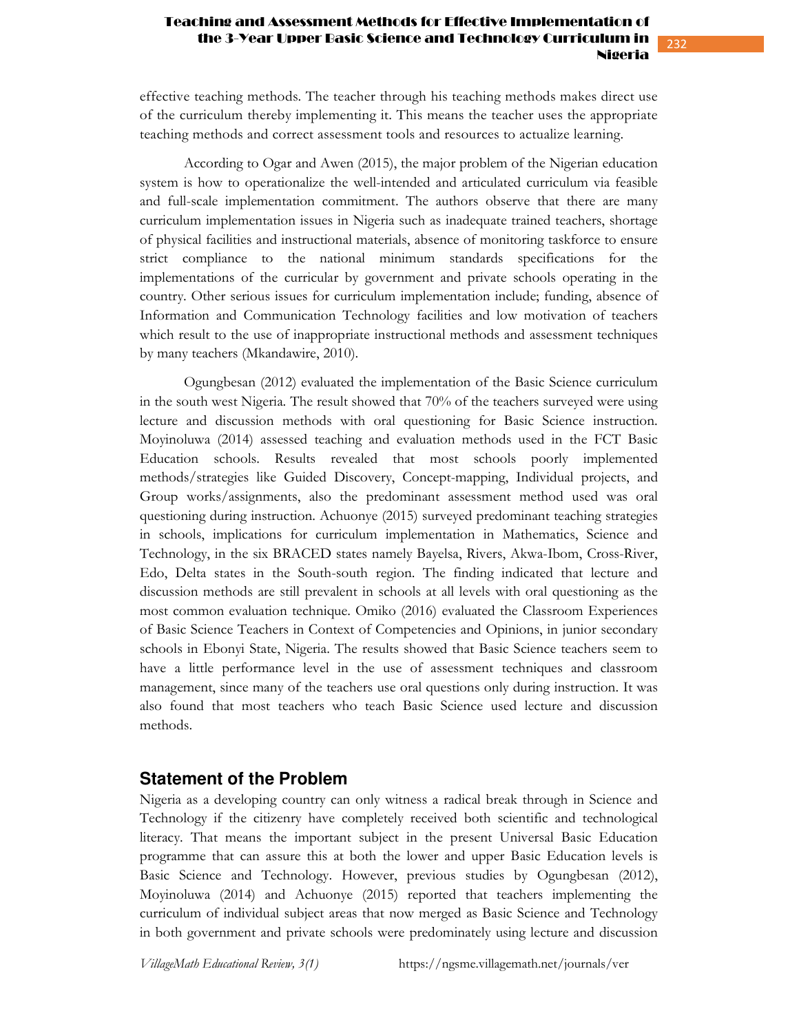effective teaching methods. The teacher through his teaching methods makes direct use of the curriculum thereby implementing it. This means the teacher uses the appropriate teaching methods and correct assessment tools and resources to actualize learning.

According to Ogar and Awen (2015), the major problem of the Nigerian education system is how to operationalize the well-intended and articulated curriculum via feasible and full-scale implementation commitment. The authors observe that there are many curriculum implementation issues in Nigeria such as inadequate trained teachers, shortage of physical facilities and instructional materials, absence of monitoring taskforce to ensure strict compliance to the national minimum standards specifications for the implementations of the curricular by government and private schools operating in the country. Other serious issues for curriculum implementation include; funding, absence of Information and Communication Technology facilities and low motivation of teachers which result to the use of inappropriate instructional methods and assessment techniques by many teachers (Mkandawire, 2010).

Ogungbesan (2012) evaluated the implementation of the Basic Science curriculum in the south west Nigeria. The result showed that 70% of the teachers surveyed were using lecture and discussion methods with oral questioning for Basic Science instruction. Moyinoluwa (2014) assessed teaching and evaluation methods used in the FCT Basic Education schools. Results revealed that most schools poorly implemented methods/strategies like Guided Discovery, Concept-mapping, Individual projects, and Group works/assignments, also the predominant assessment method used was oral questioning during instruction. Achuonye (2015) surveyed predominant teaching strategies in schools, implications for curriculum implementation in Mathematics, Science and Technology, in the six BRACED states namely Bayelsa, Rivers, Akwa-Ibom, Cross-River, Edo, Delta states in the South-south region. The finding indicated that lecture and discussion methods are still prevalent in schools at all levels with oral questioning as the most common evaluation technique. Omiko (2016) evaluated the Classroom Experiences of Basic Science Teachers in Context of Competencies and Opinions, in junior secondary schools in Ebonyi State, Nigeria. The results showed that Basic Science teachers seem to have a little performance level in the use of assessment techniques and classroom management, since many of the teachers use oral questions only during instruction. It was also found that most teachers who teach Basic Science used lecture and discussion methods.

## Statement of the Problem

Nigeria as a developing country can only witness a radical break through in Science and Technology if the citizenry have completely received both scientific and technological literacy. That means the important subject in the present Universal Basic Education programme that can assure this at both the lower and upper Basic Education levels is Basic Science and Technology. However, previous studies by Ogungbesan (2012), Moyinoluwa (2014) and Achuonye (2015) reported that teachers implementing the curriculum of individual subject areas that now merged as Basic Science and Technology in both government and private schools were predominately using lecture and discussion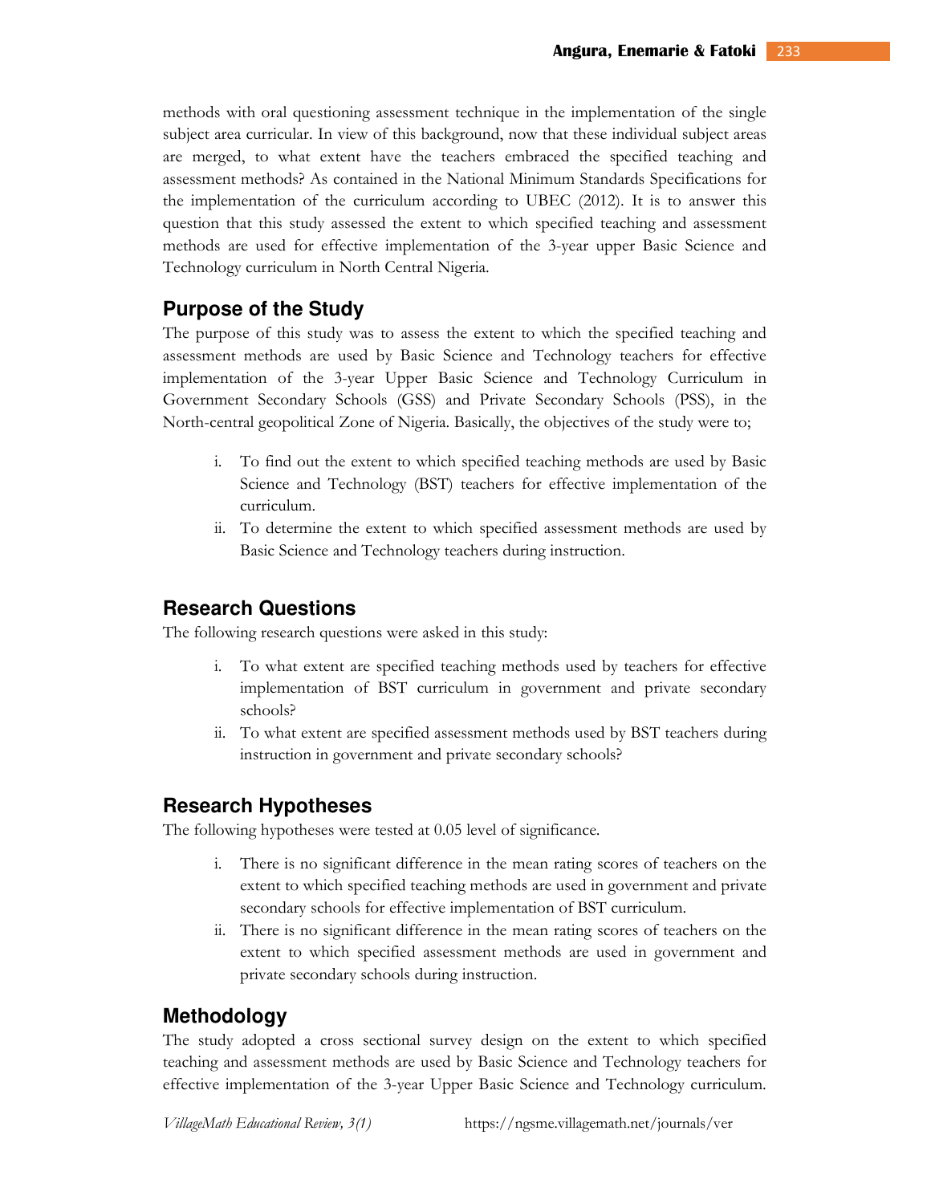methods with oral questioning assessment technique in the implementation of the single subject area curricular. In view of this background, now that these individual subject areas are merged, to what extent have the teachers embraced the specified teaching and assessment methods? As contained in the National Minimum Standards Specifications for the implementation of the curriculum according to UBEC (2012). It is to answer this question that this study assessed the extent to which specified teaching and assessment methods are used for effective implementation of the 3-year upper Basic Science and Technology curriculum in North Central Nigeria.

## Purpose of the Study

The purpose of this study was to assess the extent to which the specified teaching and assessment methods are used by Basic Science and Technology teachers for effective implementation of the 3-year Upper Basic Science and Technology Curriculum in Government Secondary Schools (GSS) and Private Secondary Schools (PSS), in the North-central geopolitical Zone of Nigeria. Basically, the objectives of the study were to;

i. To find out the extent to which specified teaching methods are used by Basic Science and Technology (BST) teachers for effective implementation of the curriculum.
ii. To determine the extent to which specified assessment methods are used by Basic Science and Technology teachers during instruction.

## Research Questions

The following research questions were asked in this study:

i. To what extent are specified teaching methods used by teachers for effective implementation of BST curriculum in government and private secondary schools?
ii. To what extent are specified assessment methods used by BST teachers during instruction in government and private secondary schools?

## Research Hypotheses

The following hypotheses were tested at 0.05 level of significance.

i. There is no significant difference in the mean rating scores of teachers on the extent to which specified teaching methods are used in government and private secondary schools for effective implementation of BST curriculum.
ii. There is no significant difference in the mean rating scores of teachers on the extent to which specified assessment methods are used in government and private secondary schools during instruction.

## Methodology

The study adopted a cross sectional survey design on the extent to which specified teaching and assessment methods are used by Basic Science and Technology teachers for effective implementation of the 3-year Upper Basic Science and Technology curriculum.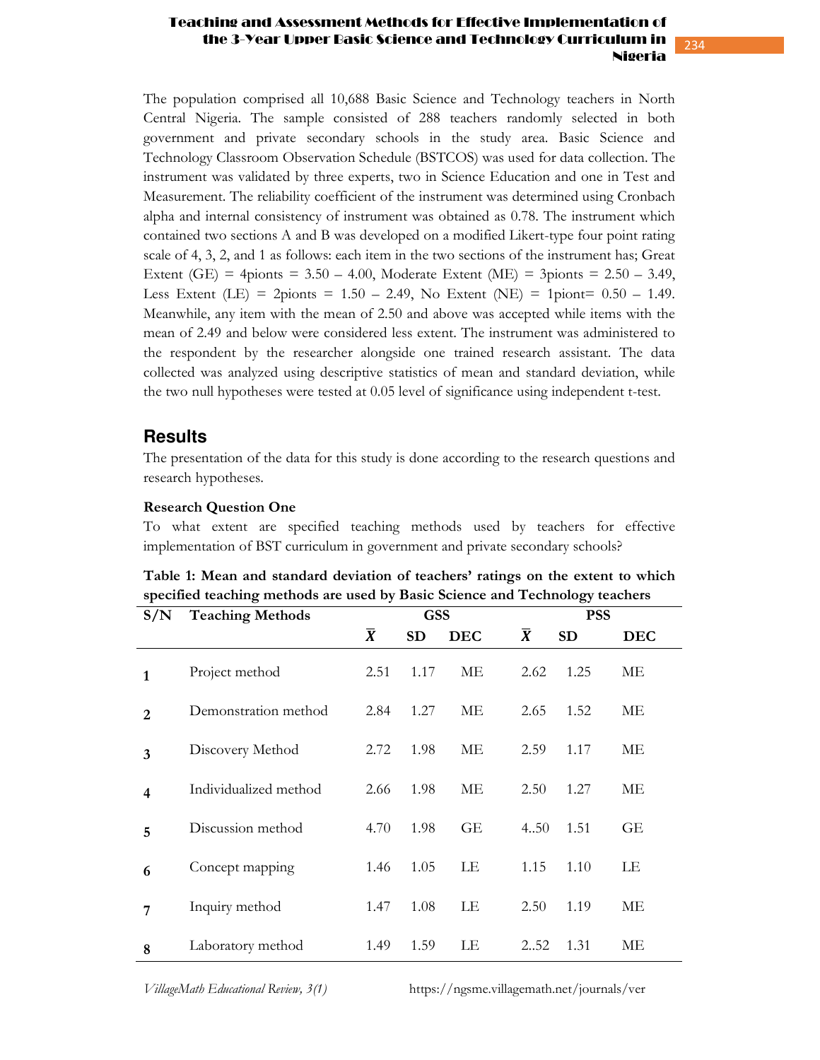The population comprised all 10,688 Basic Science and Technology teachers in North Central Nigeria. The sample consisted of 288 teachers randomly selected in both government and private secondary schools in the study area. Basic Science and Technology Classroom Observation Schedule (BSTCOS) was used for data collection. The instrument was validated by three experts, two in Science Education and one in Test and Measurement. The reliability coefficient of the instrument was determined using Cronbach alpha and internal consistency of instrument was obtained as 0.78. The instrument which contained two sections A and B was developed on a modified Likert-type four point rating scale of 4, 3, 2, and 1 as follows: each item in the two sections of the instrument has; Great Extent (GE) = 4pionts = 3.50 – 4.00, Moderate Extent (ME) = 3points = 2.50 – 3.49, Less Extent (LE) = 2pionts = 1.50 – 2.49, No Extent (NE) = 1piont= 0.50 – 1.49. Meanwhile, any item with the mean of 2.50 and above was accepted while items with the mean of 2.49 and below were considered less extent. The instrument was administered to the respondent by the researcher alongside one trained research assistant. The data collected was analyzed using descriptive statistics of mean and standard deviation, while the two null hypotheses were tested at 0.05 level of significance using independent t-test.

## Results

The presentation of the data for this study is done according to the research questions and research hypotheses.

**Research Question One**

To what extent are specified teaching methods used by teachers for effective implementation of BST curriculum in government and private secondary schools?

**Table 1: Mean and standard deviation of teachers' ratings on the extent to which specified teaching methods are used by Basic Science and Technology teachers**

| S/N | Teaching Methods | GSS | | | PSS | | |
|---|---|---|---|---|---|---|---|
| | | $\bar{X}$ | SD | DEC | $\bar{X}$ | SD | DEC |
| 1 | Project method | 2.51 | 1.17 | ME | 2.62 | 1.25 | ME |
| 2 | Demonstration method | 2.84 | 1.27 | ME | 2.65 | 1.52 | ME |
| 3 | Discovery Method | 2.72 | 1.98 | ME | 2.59 | 1.17 | ME |
| 4 | Individualized method | 2.66 | 1.98 | ME | 2.50 | 1.27 | ME |
| 5 | Discussion method | 4.70 | 1.98 | GE | 4..50 | 1.51 | GE |
| 6 | Concept mapping | 1.46 | 1.05 | LE | 1.15 | 1.10 | LE |
| 7 | Inquiry method | 1.47 | 1.08 | LE | 2.50 | 1.19 | ME |
| 8 | Laboratory method | 1.49 | 1.59 | LE | 2..52 | 1.31 | ME |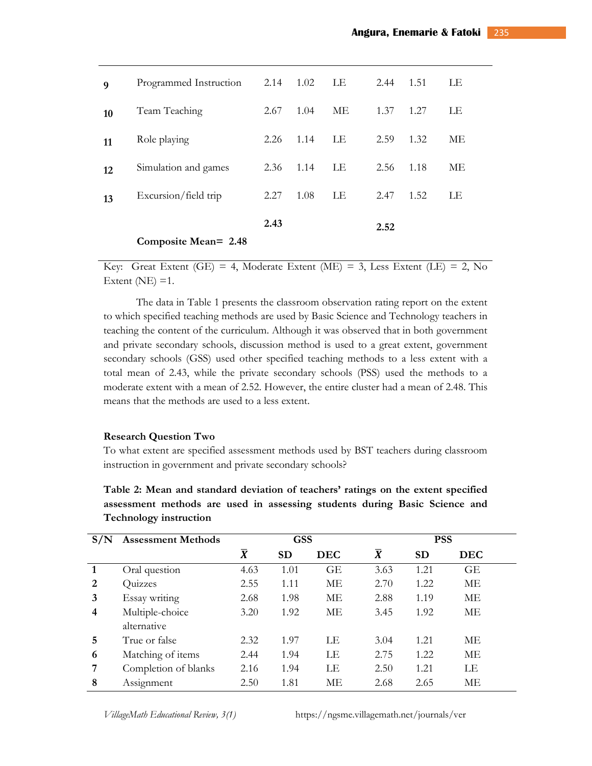| | | | | | | | |
|---|---|---|---|---|---|---|---|
| 9 | Programmed Instruction | 2.14 | 1.02 | LE | 2.44 | 1.51 | LE |
| 10 | Team Teaching | 2.67 | 1.04 | ME | 1.37 | 1.27 | LE |
| 11 | Role playing | 2.26 | 1.14 | LE | 2.59 | 1.32 | ME |
| 12 | Simulation and games | 2.36 | 1.14 | LE | 2.56 | 1.18 | ME |
| 13 | Excursion/field trip | 2.27 | 1.08 | LE | 2.47 | 1.52 | LE |
| | | **2.43** | | | **2.52** | | |
| | **Composite Mean= 2.48** | | | | | | |

Key: Great Extent (GE) = 4, Moderate Extent (ME) = 3, Less Extent (LE) = 2, No Extent (NE) =1.

The data in Table 1 presents the classroom observation rating report on the extent to which specified teaching methods are used by Basic Science and Technology teachers in teaching the content of the curriculum. Although it was observed that in both government and private secondary schools, discussion method is used to a great extent, government secondary schools (GSS) used other specified teaching methods to a less extent with a total mean of 2.43, while the private secondary schools (PSS) used the methods to a moderate extent with a mean of 2.52. However, the entire cluster had a mean of 2.48. This means that the methods are used to a less extent.

**Research Question Two**

To what extent are specified assessment methods used by BST teachers during classroom instruction in government and private secondary schools?

**Table 2: Mean and standard deviation of teachers' ratings on the extent specified assessment methods are used in assessing students during Basic Science and Technology instruction**

| S/N | Assessment Methods | GSS | | | PSS | | |
|---|---|---|---|---|---|---|---|
| | | $\bar{X}$ | SD | DEC | $\bar{X}$ | SD | DEC |
| 1 | Oral question | 4.63 | 1.01 | GE | 3.63 | 1.21 | GE |
| 2 | Quizzes | 2.55 | 1.11 | ME | 2.70 | 1.22 | ME |
| 3 | Essay writing | 2.68 | 1.98 | ME | 2.88 | 1.19 | ME |
| 4 | Multiple-choice alternative | 3.20 | 1.92 | ME | 3.45 | 1.92 | ME |
| 5 | True or false | 2.32 | 1.97 | LE | 3.04 | 1.21 | ME |
| 6 | Matching of items | 2.44 | 1.94 | LE | 2.75 | 1.22 | ME |
| 7 | Completion of blanks | 2.16 | 1.94 | LE | 2.50 | 1.21 | LE |
| 8 | Assignment | 2.50 | 1.81 | ME | 2.68 | 2.65 | ME |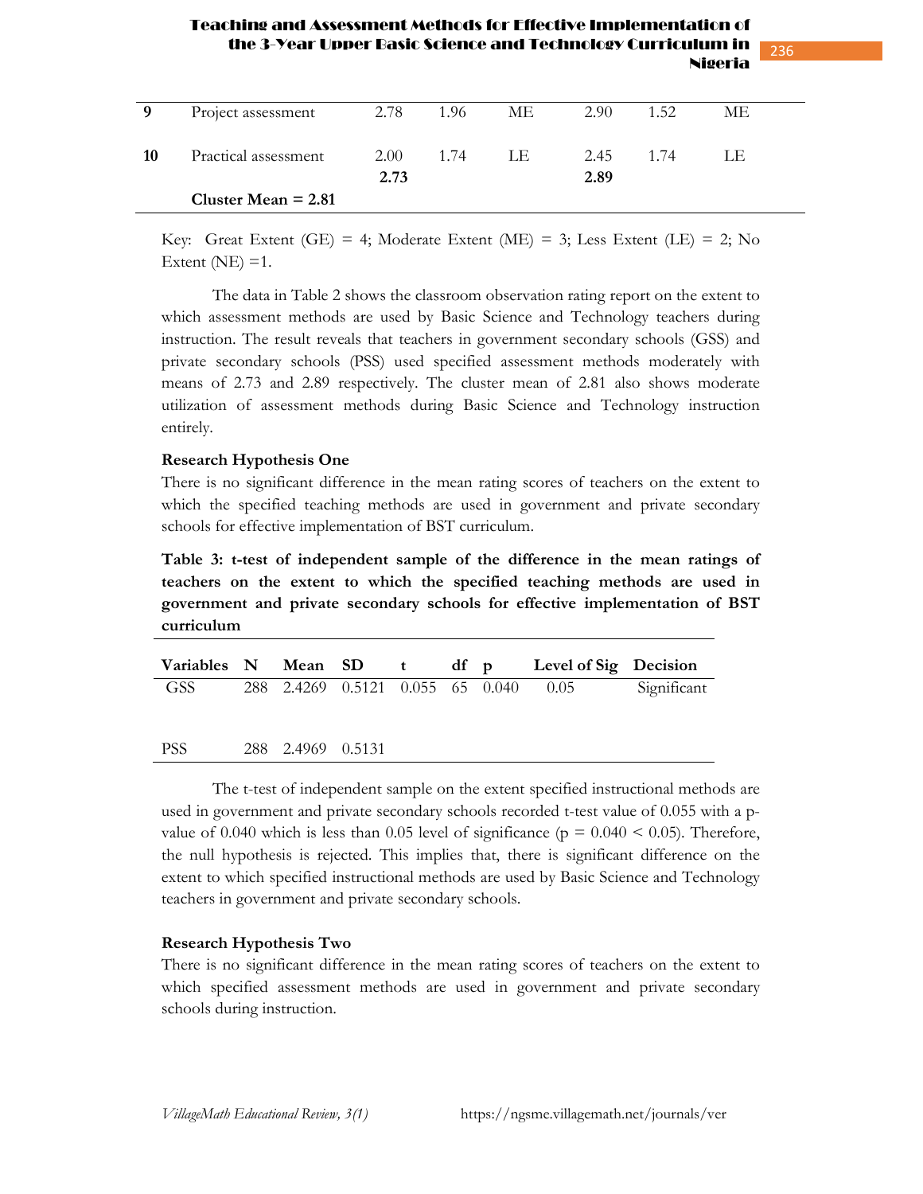| | | | | | | | |
|---|---|---|---|---|---|---|---|
| **9** | Project assessment | 2.78 | 1.96 | ME | 2.90 | 1.52 | ME |
| **10** | Practical assessment | 2.00 | 1.74 | LE | 2.45 | 1.74 | LE |
| | | **2.73** | | | **2.89** | | |
| | **Cluster Mean = 2.81** | | | | | | |

Key: Great Extent (GE) = 4; Moderate Extent (ME) = 3; Less Extent (LE) = 2; No Extent (NE) =1.

The data in Table 2 shows the classroom observation rating report on the extent to which assessment methods are used by Basic Science and Technology teachers during instruction. The result reveals that teachers in government secondary schools (GSS) and private secondary schools (PSS) used specified assessment methods moderately with means of 2.73 and 2.89 respectively. The cluster mean of 2.81 also shows moderate utilization of assessment methods during Basic Science and Technology instruction entirely.

**Research Hypothesis One**

There is no significant difference in the mean rating scores of teachers on the extent to which the specified teaching methods are used in government and private secondary schools for effective implementation of BST curriculum.

**Table 3: t-test of independent sample of the difference in the mean ratings of teachers on the extent to which the specified teaching methods are used in government and private secondary schools for effective implementation of BST curriculum**

| Variables | N | Mean | SD | t | df | p | Level of Sig | Decision |
|---|---|---|---|---|---|---|---|---|
| GSS | 288 | 2.4269 | 0.5121 | 0.055 | 65 | 0.040 | 0.05 | Significant |
| PSS | 288 | 2.4969 | 0.5131 | | | | | |

The t-test of independent sample on the extent specified instructional methods are used in government and private secondary schools recorded t-test value of 0.055 with a p-value of 0.040 which is less than 0.05 level of significance ($p = 0.040 < 0.05$). Therefore, the null hypothesis is rejected. This implies that, there is significant difference on the extent to which specified instructional methods are used by Basic Science and Technology teachers in government and private secondary schools.

**Research Hypothesis Two**

There is no significant difference in the mean rating scores of teachers on the extent to which specified assessment methods are used in government and private secondary schools during instruction.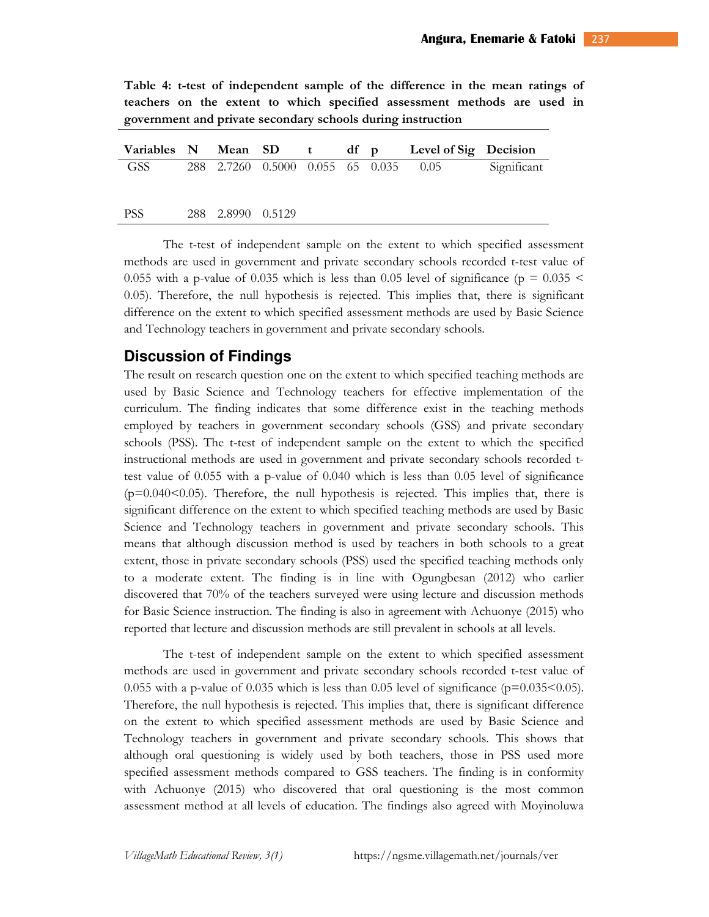**Table 4: t-test of independent sample of the difference in the mean ratings of teachers on the extent to which specified assessment methods are used in government and private secondary schools during instruction**

| Variables | N | Mean | SD | t | df | p | Level of Sig | Decision |
|---|---|---|---|---|---|---|---|---|
| GSS | 288 | 2.7260 | 0.5000 | 0.055 | 65 | 0.035 | 0.05 | Significant |
| PSS | 288 | 2.8990 | 0.5129 | | | | | |

The t-test of independent sample on the extent to which specified assessment methods are used in government and private secondary schools recorded t-test value of 0.055 with a p-value of 0.035 which is less than 0.05 level of significance ($p = 0.035 < 0.05$). Therefore, the null hypothesis is rejected. This implies that, there is significant difference on the extent to which specified assessment methods are used by Basic Science and Technology teachers in government and private secondary schools.

## Discussion of Findings

The result on research question one on the extent to which specified teaching methods are used by Basic Science and Technology teachers for effective implementation of the curriculum. The finding indicates that some difference exist in the teaching methods employed by teachers in government secondary schools (GSS) and private secondary schools (PSS). The t-test of independent sample on the extent to which the specified instructional methods are used in government and private secondary schools recorded t-test value of 0.055 with a p-value of 0.040 which is less than 0.05 level of significance ($p=0.040<0.05$). Therefore, the null hypothesis is rejected. This implies that, there is significant difference on the extent to which specified teaching methods are used by Basic Science and Technology teachers in government and private secondary schools. This means that although discussion method is used by teachers in both schools to a great extent, those in private secondary schools (PSS) used the specified teaching methods only to a moderate extent. The finding is in line with Ogungbesan (2012) who earlier discovered that 70% of the teachers surveyed were using lecture and discussion methods for Basic Science instruction. The finding is also in agreement with Achuonye (2015) who reported that lecture and discussion methods are still prevalent in schools at all levels.

The t-test of independent sample on the extent to which specified assessment methods are used in government and private secondary schools recorded t-test value of 0.055 with a p-value of 0.035 which is less than 0.05 level of significance ($p=0.035<0.05$). Therefore, the null hypothesis is rejected. This implies that, there is significant difference on the extent to which specified assessment methods are used by Basic Science and Technology teachers in government and private secondary schools. This shows that although oral questioning is widely used by both teachers, those in PSS used more specified assessment methods compared to GSS teachers. The finding is in conformity with Achuonye (2015) who discovered that oral questioning is the most common assessment method at all levels of education. The findings also agreed with Moyinoluwa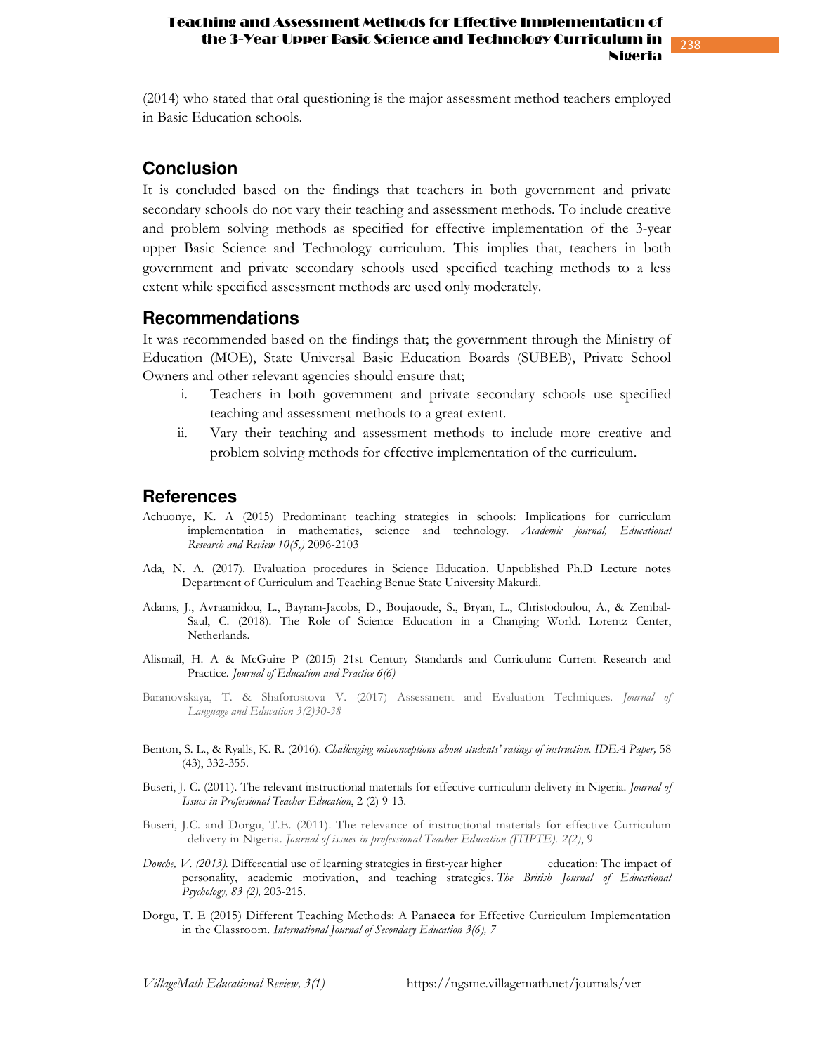(2014) who stated that oral questioning is the major assessment method teachers employed in Basic Education schools.

## Conclusion

It is concluded based on the findings that teachers in both government and private secondary schools do not vary their teaching and assessment methods. To include creative and problem solving methods as specified for effective implementation of the 3-year upper Basic Science and Technology curriculum. This implies that, teachers in both government and private secondary schools used specified teaching methods to a less extent while specified assessment methods are used only moderately.

## Recommendations

It was recommended based on the findings that; the government through the Ministry of Education (MOE), State Universal Basic Education Boards (SUBEB), Private School Owners and other relevant agencies should ensure that;

i. Teachers in both government and private secondary schools use specified teaching and assessment methods to a great extent.

ii. Vary their teaching and assessment methods to include more creative and problem solving methods for effective implementation of the curriculum.

## References

Achuonye, K. A (2015) Predominant teaching strategies in schools: Implications for curriculum implementation in mathematics, science and technology. *Academic journal, Educational Research and Review 10(5,)* 2096-2103

Ada, N. A. (2017). Evaluation procedures in Science Education. Unpublished Ph.D Lecture notes Department of Curriculum and Teaching Benue State University Makurdi.

Adams, J., Avraamidou, L., Bayram-Jacobs, D., Boujaoude, S., Bryan, L., Christodoulou, A., & Zembal-Saul, C. (2018). The Role of Science Education in a Changing World. Lorentz Center, Netherlands.

Alismail, H. A & McGuire P (2015) 21st Century Standards and Curriculum: Current Research and Practice. *Journal of Education and Practice 6(6)*

Baranovskaya, T. & Shaforostova V. (2017) Assessment and Evaluation Techniques. *Journal of Language and Education 3(2)30-38*

Benton, S. L., & Ryalls, K. R. (2016). *Challenging misconceptions about students' ratings of instruction. IDEA Paper,* 58 (43), 332-355.

Buseri, J. C. (2011). The relevant instructional materials for effective curriculum delivery in Nigeria. *Journal of Issues in Professional Teacher Education*, 2 (2) 9-13.

Buseri, J.C. and Dorgu, T.E. (2011). The relevance of instructional materials for effective Curriculum delivery in Nigeria. *Journal of issues in professional Teacher Education (JTIPTE). 2(2)*, 9

*Donche, V. (2013).* Differential use of learning strategies in first-year higher education: The impact of personality, academic motivation, and teaching strategies. *The British Journal of Educational Psychology, 83 (2),* 203-215.

Dorgu, T. E (2015) Different Teaching Methods: A Pa**nacea** for Effective Curriculum Implementation in the Classroom. *International Journal of Secondary Education 3(6), 7*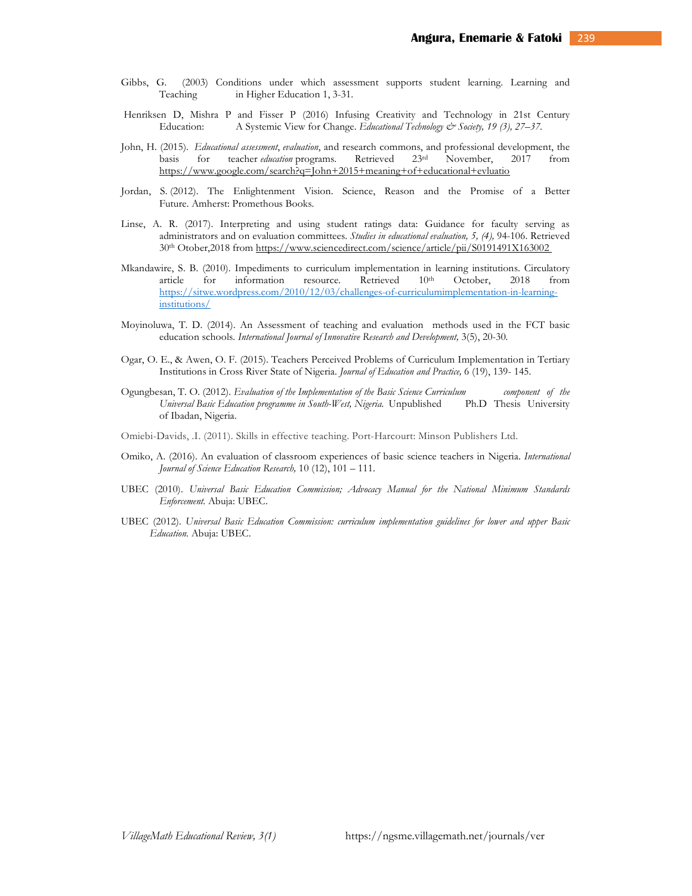Gibbs, G. (2003) Conditions under which assessment supports student learning. Learning and Teaching in Higher Education 1, 3-31.

Henriksen D, Mishra P and Fisser P (2016) Infusing Creativity and Technology in 21st Century Education: A Systemic View for Change. *Educational Technology & Society, 19 (3), 27–37.*

John, H. (2015). *Educational assessment*, *evaluation*, and research commons, and professional development, the basis for teacher *education* programs. Retrieved 23rd November, 2017 from https://www.google.com/search?q=John+2015+meaning+of+educational+evluatio

Jordan, S. (2012). The Enlightenment Vision. Science, Reason and the Promise of a Better Future. Amherst: Promethous Books.

Linse, A. R. (2017). Interpreting and using student ratings data: Guidance for faculty serving as administrators and on evaluation committees. *Studies in educational evaluation, 5, (4),* 94-106. Retrieved 30th Otober,2018 from https://www.sciencedirect.com/science/article/pii/S0191491X163002

Mkandawire, S. B. (2010). Impediments to curriculum implementation in learning institutions. Circulatory article for information resource. Retrieved 10th October, 2018 from https://sitwe.wordpress.com/2010/12/03/challenges-of-curriculumimplementation-in-learning-institutions/

Moyinoluwa, T. D. (2014). An Assessment of teaching and evaluation methods used in the FCT basic education schools. *International Journal of Innovative Research and Development,* 3(5), 20-30.

Ogar, O. E., & Awen, O. F. (2015). Teachers Perceived Problems of Curriculum Implementation in Tertiary Institutions in Cross River State of Nigeria. *Journal of Education and Practice,* 6 (19), 139- 145.

Ogungbesan, T. O. (2012). *Evaluation of the Implementation of the Basic Science Curriculum component of the Universal Basic Education programme in South-West, Nigeria.* Unpublished Ph.D Thesis University of Ibadan, Nigeria.

Omiebi-Davids, .I. (2011). Skills in effective teaching. Port-Harcourt: Minson Publishers Ltd.

Omiko, A. (2016). An evaluation of classroom experiences of basic science teachers in Nigeria. *International Journal of Science Education Research,* 10 (12), 101 – 111.

UBEC (2010). *Universal Basic Education Commission; Advocacy Manual for the National Minimum Standards Enforcement.* Abuja: UBEC.

UBEC (2012). *Universal Basic Education Commission: curriculum implementation guidelines for lower and upper Basic Education.* Abuja: UBEC.